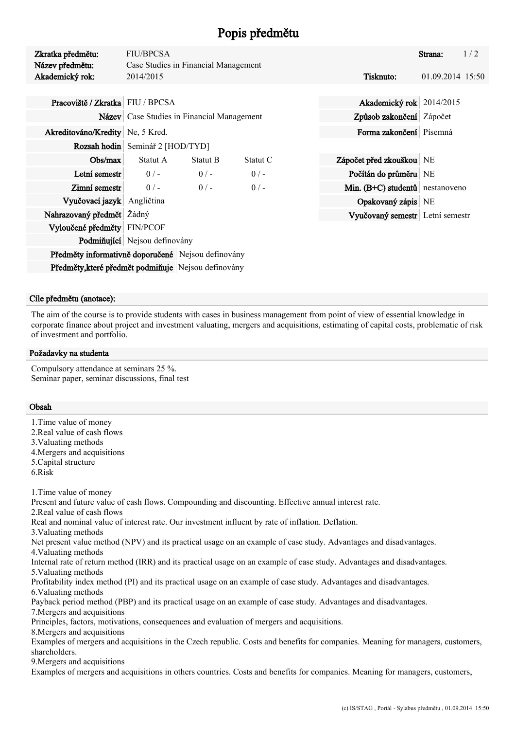# Popis předmětu

| Zkratka předmětu: | FIU/BPCSA |
|---|---|
| Název předmětu: | Case Studies in Financial Management |
| Akademický rok: | 2014/2015 |

| | | | |
|---|---|---|---|
| **Pracoviště / Zkratka** | FIU / BPCSA | **Akademický rok** | 2014/2015 |
| **Název** | Case Studies in Financial Management | **Způsob zakončení** | Zápočet |
| **Akreditováno/Kredity** | Ne, 5 Kred. | **Forma zakončení** | Písemná |
| **Rozsah hodin** | Seminář 2 [HOD/TYD] | | |

| **Obs/max** | Statut A | Statut B | Statut C |
|---|---|---|---|
| **Letní semestr** | 0 / - | 0 / - | 0 / - |
| **Zimní semestr** | 0 / - | 0 / - | 0 / - |

| | |
|---|---|
| **Zápočet před zkouškou** | NE |
| **Počítán do průměru** | NE |
| **Min. (B+C) studentů** | nestanoveno |
| **Opakovaný zápis** | NE |
| **Vyučovaný semestr** | Letní semestr |
| **Vyučovací jazyk** | Angličtina |
| **Nahrazovaný předmět** | Žádný |
| **Vyloučené předměty** | FIN/PCOF |
| **Podmiňující** | Nejsou definovány |
| **Předměty informativně doporučené** | Nejsou definovány |
| **Předměty,které předmět podmiňuje** | Nejsou definovány |

## Cíle předmětu (anotace):

The aim of the course is to provide students with cases in business management from point of view of essential knowledge in corporate finance about project and investment valuating, mergers and acquisitions, estimating of capital costs, problematic of risk of investment and portfolio.

## Požadavky na studenta

Compulsory attendance at seminars 25 %.
Seminar paper, seminar discussions, final test

## Obsah

1.Time value of money
2.Real value of cash flows
3.Valuating methods
4.Mergers and acquisitions
5.Capital structure
6.Risk

1.Time value of money
Present and future value of cash flows. Compounding and discounting. Effective annual interest rate.
2.Real value of cash flows
Real and nominal value of interest rate. Our investment influent by rate of inflation. Deflation.
3.Valuating methods
Net present value method (NPV) and its practical usage on an example of case study. Advantages and disadvantages.
4.Valuating methods
Internal rate of return method (IRR) and its practical usage on an example of case study. Advantages and disadvantages.
5.Valuating methods
Profitability index method (PI) and its practical usage on an example of case study. Advantages and disadvantages.
6.Valuating methods
Payback period method (PBP) and its practical usage on an example of case study. Advantages and disadvantages.
7.Mergers and acquisitions
Principles, factors, motivations, consequences and evaluation of mergers and acquisitions.
8.Mergers and acquisitions
Examples of mergers and acquisitions in the Czech republic. Costs and benefits for companies. Meaning for managers, customers, shareholders.
9.Mergers and acquisitions
Examples of mergers and acquisitions in others countries. Costs and benefits for companies. Meaning for managers, customers,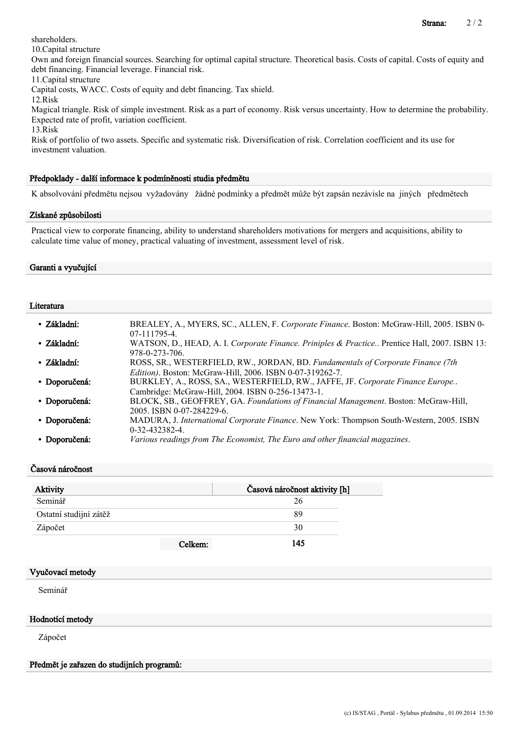shareholders.

10.Capital structure

Own and foreign financial sources. Searching for optimal capital structure. Theoretical basis. Costs of capital. Costs of equity and debt financing. Financial leverage. Financial risk.

11.Capital structure

Capital costs, WACC. Costs of equity and debt financing. Tax shield.

12.Risk

Magical triangle. Risk of simple investment. Risk as a part of economy. Risk versus uncertainty. How to determine the probability. Expected rate of profit, variation coefficient.

13.Risk

Risk of portfolio of two assets. Specific and systematic risk. Diversification of risk. Correlation coefficient and its use for investment valuation.

## Předpoklady - další informace k podmíněnosti studia předmětu

K absolvování předmětu nejsou vyžadovány žádné podmínky a předmět může být zapsán nezávisle na jiných předmětech

## Získané způsobilosti

Practical view to corporate financing, ability to understand shareholders motivations for mergers and acquisitions, ability to calculate time value of money, practical valuating of investment, assessment level of risk.

## Garanti a vyučující

## Literatura

- **Základní:** BREALEY, A., MYERS, SC., ALLEN, F. *Corporate Finance*. Boston: McGraw-Hill, 2005. ISBN 0-07-111795-4.
- **Základní:** WATSON, D., HEAD, A. I. *Corporate Finance. Priniples & Practice.*. Prentice Hall, 2007. ISBN 13: 978-0-273-706.
- **Základní:** ROSS, SR., WESTERFIELD, RW., JORDAN, BD. *Fundamentals of Corporate Finance (7th Edition)*. Boston: McGraw-Hill, 2006. ISBN 0-07-319262-7.
- **Doporučená:** BURKLEY, A., ROSS, SA., WESTERFIELD, RW., JAFFE, JF. *Corporate Finance Europe.*. Cambridge: McGraw-Hill, 2004. ISBN 0-256-13473-1.
- **Doporučená:** BLOCK, SB., GEOFFREY, GA. *Foundations of Financial Management*. Boston: McGraw-Hill, 2005. ISBN 0-07-284229-6.
- **Doporučená:** MADURA, J. *International Corporate Finance*. New York: Thompson South-Western, 2005. ISBN 0-32-432382-4.
- **Doporučená:** *Various readings from The Economist, The Euro and other financial magazines*.

## Časová náročnost

| Aktivity | Časová náročnost aktivity [h] |
|---|---|
| Seminář | 26 |
| Ostatní studijní zátěž | 89 |
| Zápočet | 30 |
| **Celkem:** | **145** |

## Vyučovací metody

Seminář

## Hodnotící metody

Zápočet

## Předmět je zařazen do studijních programů: